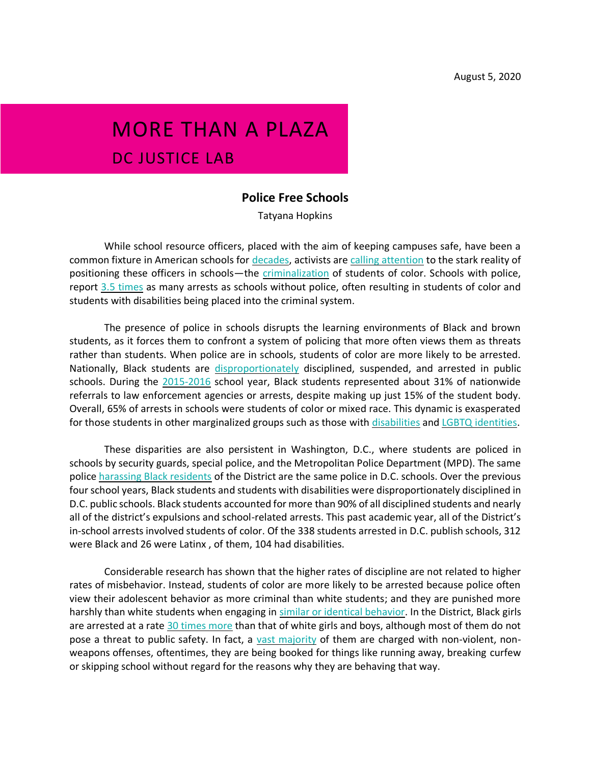August 5, 2020

# MORE THAN A PLAZA

## DC JUSTICE LAB

### Police Free Schools

Tatyana Hopkins

While school resource officers, placed with the aim of keeping campuses safe, have been a common fixture in American schools for decades, activists are calling attention to the stark reality of positioning these officers in schools—the criminalization of students of color. Schools with police, report 3.5 times as many arrests as schools without police, often resulting in students of color and students with disabilities being placed into the criminal system.

The presence of police in schools disrupts the learning environments of Black and brown students, as it forces them to confront a system of policing that more often views them as threats rather than students. When police are in schools, students of color are more likely to be arrested. Nationally, Black students are disproportionately disciplined, suspended, and arrested in public schools. During the 2015-2016 school year, Black students represented about 31% of nationwide referrals to law enforcement agencies or arrests, despite making up just 15% of the student body. Overall, 65% of arrests in schools were students of color or mixed race. This dynamic is exasperated for those students in other marginalized groups such as those with disabilities and LGBTQ identities.

These disparities are also persistent in Washington, D.C., where students are policed in schools by security guards, special police, and the Metropolitan Police Department (MPD). The same police harassing Black residents of the District are the same police in D.C. schools. Over the previous four school years, Black students and students with disabilities were disproportionately disciplined in D.C. public schools. Black students accounted for more than 90% of all disciplined students and nearly all of the district's expulsions and school-related arrests. This past academic year, all of the District's in-school arrests involved students of color. Of the 338 students arrested in D.C. publish schools, 312 were Black and 26 were Latinx , of them, 104 had disabilities.

Considerable research has shown that the higher rates of discipline are not related to higher rates of misbehavior. Instead, students of color are more likely to be arrested because police often view their adolescent behavior as more criminal than white students; and they are punished more harshly than white students when engaging in similar or identical behavior. In the District, Black girls are arrested at a rate 30 times more than that of white girls and boys, although most of them do not pose a threat to public safety. In fact, a vast majority of them are charged with non-violent, non-weapons offenses, oftentimes, they are being booked for things like running away, breaking curfew or skipping school without regard for the reasons why they are behaving that way.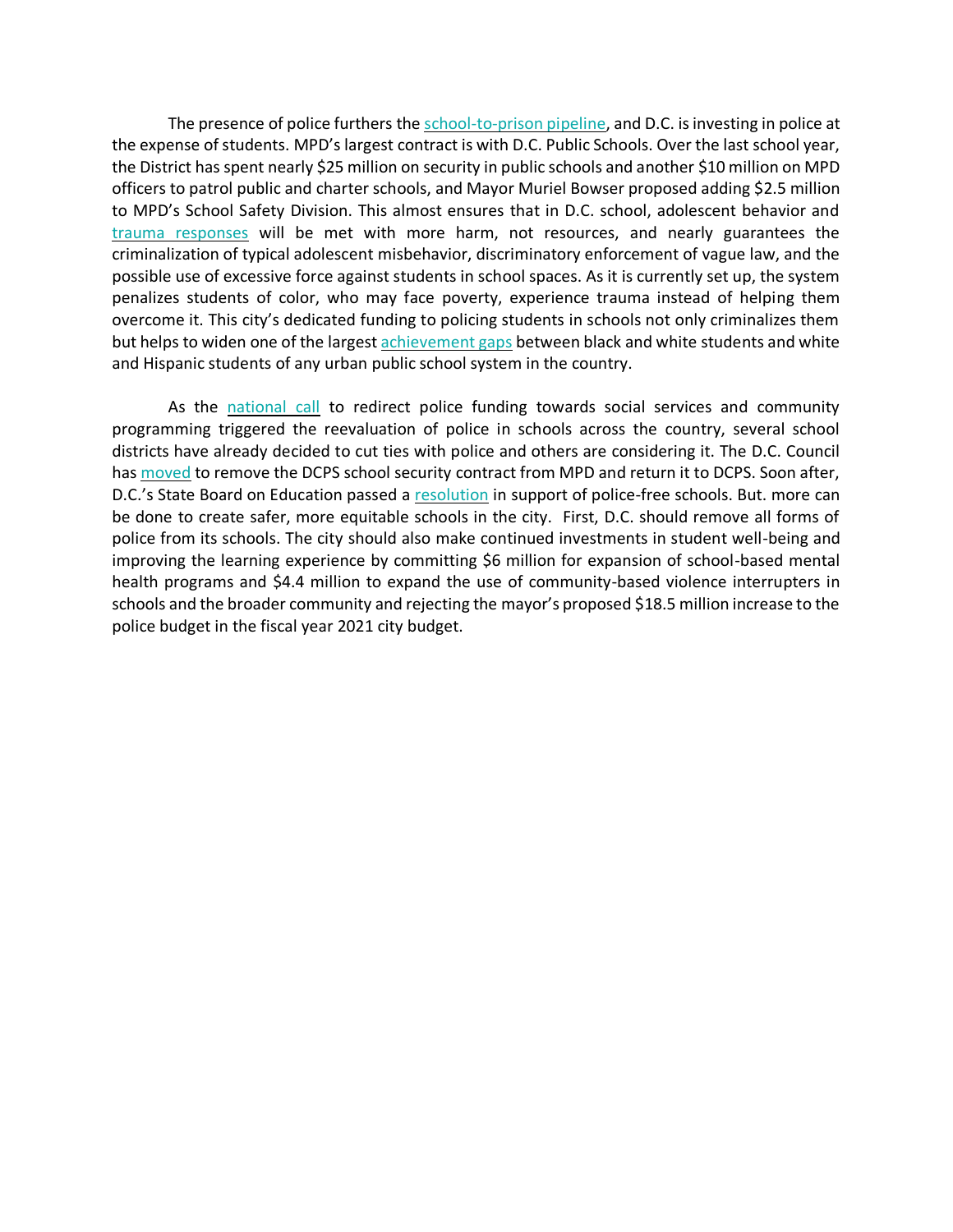The presence of police furthers the school-to-prison pipeline, and D.C. is investing in police at the expense of students. MPD's largest contract is with D.C. Public Schools. Over the last school year, the District has spent nearly $25 million on security in public schools and another $10 million on MPD officers to patrol public and charter schools, and Mayor Muriel Bowser proposed adding $2.5 million to MPD's School Safety Division. This almost ensures that in D.C. school, adolescent behavior and trauma responses will be met with more harm, not resources, and nearly guarantees the criminalization of typical adolescent misbehavior, discriminatory enforcement of vague law, and the possible use of excessive force against students in school spaces. As it is currently set up, the system penalizes students of color, who may face poverty, experience trauma instead of helping them overcome it. This city's dedicated funding to policing students in schools not only criminalizes them but helps to widen one of the largest achievement gaps between black and white students and white and Hispanic students of any urban public school system in the country.

As the national call to redirect police funding towards social services and community programming triggered the reevaluation of police in schools across the country, several school districts have already decided to cut ties with police and others are considering it. The D.C. Council has moved to remove the DCPS school security contract from MPD and return it to DCPS. Soon after, D.C.'s State Board on Education passed a resolution in support of police-free schools. But. more can be done to create safer, more equitable schools in the city. First, D.C. should remove all forms of police from its schools. The city should also make continued investments in student well-being and improving the learning experience by committing $6 million for expansion of school-based mental health programs and $4.4 million to expand the use of community-based violence interrupters in schools and the broader community and rejecting the mayor's proposed $18.5 million increase to the police budget in the fiscal year 2021 city budget.